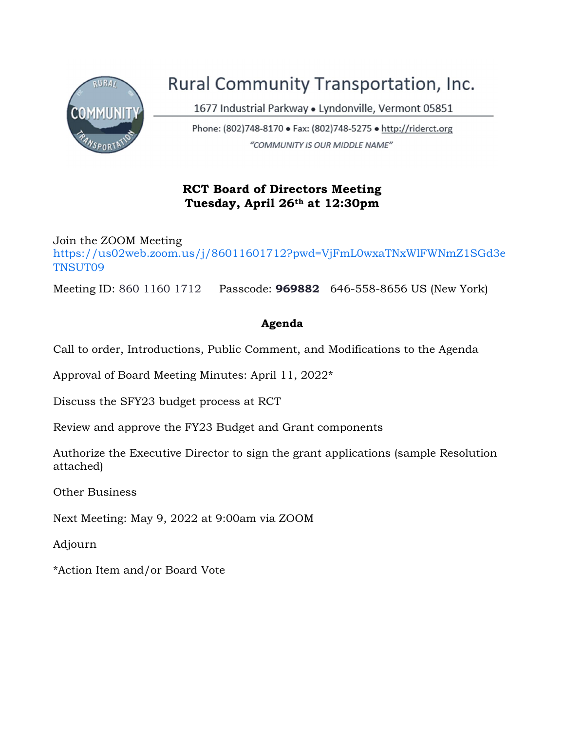# Rural Community Transportation, Inc.

1677 Industrial Parkway • Lyndonville, Vermont 05851

Phone: (802)748-8170 • Fax: (802)748-5275 • http://riderct.org

*"COMMUNITY IS OUR MIDDLE NAME"*

## RCT Board of Directors Meeting
## Tuesday, April 26th at 12:30pm

Join the ZOOM Meeting
https://us02web.zoom.us/j/86011601712?pwd=VjFmL0wxaTNxWlFWNmZ1SGd3eTNSUT09

Meeting ID: 860 1160 1712 Passcode: **969882** 646-558-8656 US (New York)

### Agenda

Call to order, Introductions, Public Comment, and Modifications to the Agenda

Approval of Board Meeting Minutes: April 11, 2022*

Discuss the SFY23 budget process at RCT

Review and approve the FY23 Budget and Grant components

Authorize the Executive Director to sign the grant applications (sample Resolution attached)

Other Business

Next Meeting: May 9, 2022 at 9:00am via ZOOM

Adjourn

*Action Item and/or Board Vote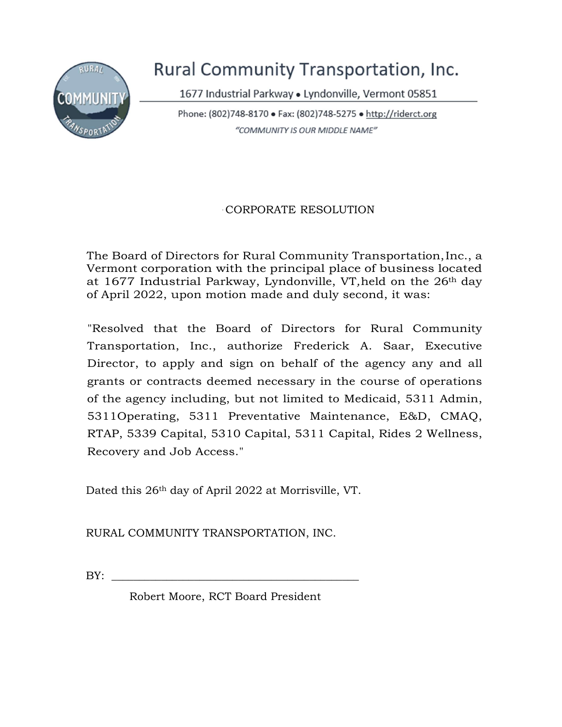# Rural Community Transportation, Inc.

1677 Industrial Parkway • Lyndonville, Vermont 05851

Phone: (802)748-8170 • Fax: (802)748-5275 • http://riderct.org

*"COMMUNITY IS OUR MIDDLE NAME"*

## CORPORATE RESOLUTION

The Board of Directors for Rural Community Transportation, Inc., a Vermont corporation with the principal place of business located at 1677 Industrial Parkway, Lyndonville, VT, held on the 26th day of April 2022, upon motion made and duly second, it was:

"Resolved that the Board of Directors for Rural Community Transportation, Inc., authorize Frederick A. Saar, Executive Director, to apply and sign on behalf of the agency any and all grants or contracts deemed necessary in the course of operations of the agency including, but not limited to Medicaid, 5311 Admin, 5311Operating, 5311 Preventative Maintenance, E&D, CMAQ, RTAP, 5339 Capital, 5310 Capital, 5311 Capital, Rides 2 Wellness, Recovery and Job Access."

Dated this 26th day of April 2022 at Morrisville, VT.

RURAL COMMUNITY TRANSPORTATION, INC.

BY: ______________________________________

Robert Moore, RCT Board President